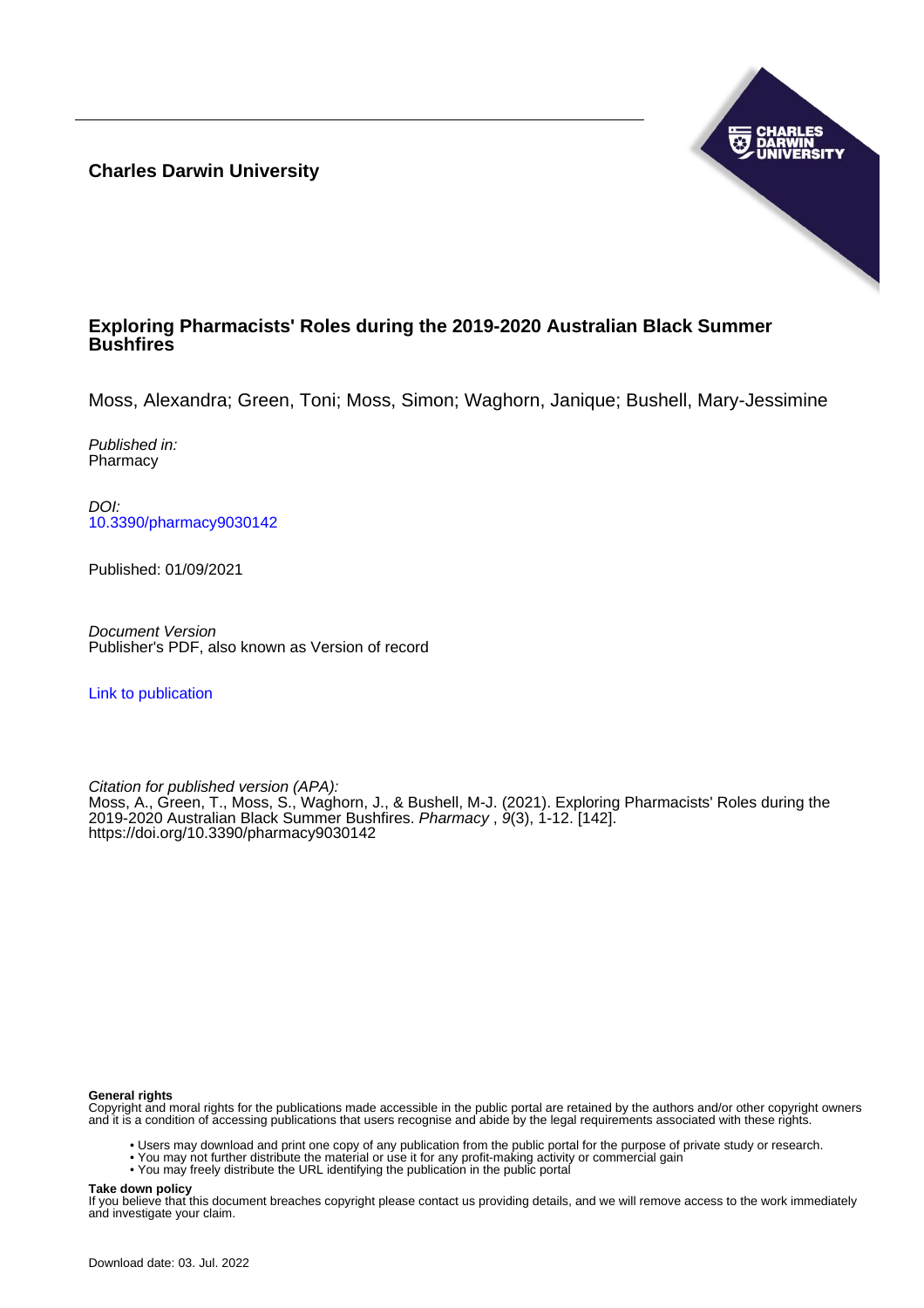**Charles Darwin University**

# Exploring Pharmacists' Roles during the 2019-2020 Australian Black Summer Bushfires

Moss, Alexandra; Green, Toni; Moss, Simon; Waghorn, Janique; Bushell, Mary-Jessimine

*Published in:*
Pharmacy

*DOI:*
10.3390/pharmacy9030142

Published: 01/09/2021

*Document Version*
Publisher's PDF, also known as Version of record

Link to publication

*Citation for published version (APA):*
Moss, A., Green, T., Moss, S., Waghorn, J., & Bushell, M-J. (2021). Exploring Pharmacists' Roles during the 2019-2020 Australian Black Summer Bushfires. *Pharmacy* , *9*(3), 1-12. [142]. https://doi.org/10.3390/pharmacy9030142

**General rights**
Copyright and moral rights for the publications made accessible in the public portal are retained by the authors and/or other copyright owners and it is a condition of accessing publications that users recognise and abide by the legal requirements associated with these rights.

- Users may download and print one copy of any publication from the public portal for the purpose of private study or research.
- You may not further distribute the material or use it for any profit-making activity or commercial gain
- You may freely distribute the URL identifying the publication in the public portal

**Take down policy**
If you believe that this document breaches copyright please contact us providing details, and we will remove access to the work immediately and investigate your claim.

Download date: 03. Jul. 2022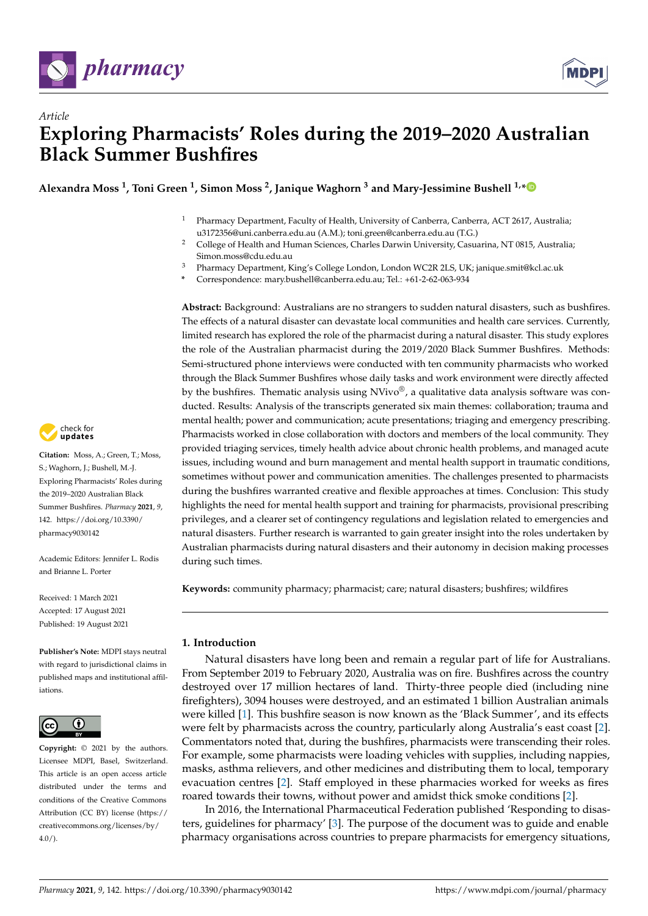Article

# Exploring Pharmacists' Roles during the 2019–2020 Australian Black Summer Bushfires

**Alexandra Moss [1], Toni Green [1], Simon Moss [2], Janique Waghorn [3] and Mary-Jessimine Bushell [1,*]**

[1] Pharmacy Department, Faculty of Health, University of Canberra, Canberra, ACT 2617, Australia; u3172356@uni.canberra.edu.au (A.M.); toni.green@canberra.edu.au (T.G.)

[2] College of Health and Human Sciences, Charles Darwin University, Casuarina, NT 0815, Australia; Simon.moss@cdu.edu.au

[3] Pharmacy Department, King's College London, London WC2R 2LS, UK; janique.smit@kcl.ac.uk

* Correspondence: mary.bushell@canberra.edu.au; Tel.: +61-2-62-063-934

**Abstract:** Background: Australians are no strangers to sudden natural disasters, such as bushfires. The effects of a natural disaster can devastate local communities and health care services. Currently, limited research has explored the role of the pharmacist during a natural disaster. This study explores the role of the Australian pharmacist during the 2019/2020 Black Summer Bushfires. Methods: Semi-structured phone interviews were conducted with ten community pharmacists who worked through the Black Summer Bushfires whose daily tasks and work environment were directly affected by the bushfires. Thematic analysis using NVivo®, a qualitative data analysis software was conducted. Results: Analysis of the transcripts generated six main themes: collaboration; trauma and mental health; power and communication; acute presentations; triaging and emergency prescribing. Pharmacists worked in close collaboration with doctors and members of the local community. They provided triaging services, timely health advice about chronic health problems, and managed acute issues, including wound and burn management and mental health support in traumatic conditions, sometimes without power and communication amenities. The challenges presented to pharmacists during the bushfires warranted creative and flexible approaches at times. Conclusion: This study highlights the need for mental health support and training for pharmacists, provisional prescribing privileges, and a clearer set of contingency regulations and legislation related to emergencies and natural disasters. Further research is warranted to gain greater insight into the roles undertaken by Australian pharmacists during natural disasters and their autonomy in decision making processes during such times.

**Keywords:** community pharmacy; pharmacist; care; natural disasters; bushfires; wildfires

**Citation:** Moss, A.; Green, T.; Moss, S.; Waghorn, J.; Bushell, M.-J. Exploring Pharmacists' Roles during the 2019–2020 Australian Black Summer Bushfires. *Pharmacy* **2021**, *9*, 142. https://doi.org/10.3390/pharmacy9030142

Academic Editors: Jennifer L. Rodis and Brianne L. Porter

Received: 1 March 2021
Accepted: 17 August 2021
Published: 19 August 2021

**Publisher's Note:** MDPI stays neutral with regard to jurisdictional claims in published maps and institutional affiliations.

**Copyright:** © 2021 by the authors. Licensee MDPI, Basel, Switzerland. This article is an open access article distributed under the terms and conditions of the Creative Commons Attribution (CC BY) license (https://creativecommons.org/licenses/by/4.0/).

## 1. Introduction

Natural disasters have long been and remain a regular part of life for Australians. From September 2019 to February 2020, Australia was on fire. Bushfires across the country destroyed over 17 million hectares of land. Thirty-three people died (including nine firefighters), 3094 houses were destroyed, and an estimated 1 billion Australian animals were killed [1]. This bushfire season is now known as the 'Black Summer', and its effects were felt by pharmacists across the country, particularly along Australia's east coast [2]. Commentators noted that, during the bushfires, pharmacists were transcending their roles. For example, some pharmacists were loading vehicles with supplies, including nappies, masks, asthma relievers, and other medicines and distributing them to local, temporary evacuation centres [2]. Staff employed in these pharmacies worked for weeks as fires roared towards their towns, without power and amidst thick smoke conditions [2].

In 2016, the International Pharmaceutical Federation published 'Responding to disasters, guidelines for pharmacy' [3]. The purpose of the document was to guide and enable pharmacy organisations across countries to prepare pharmacists for emergency situations,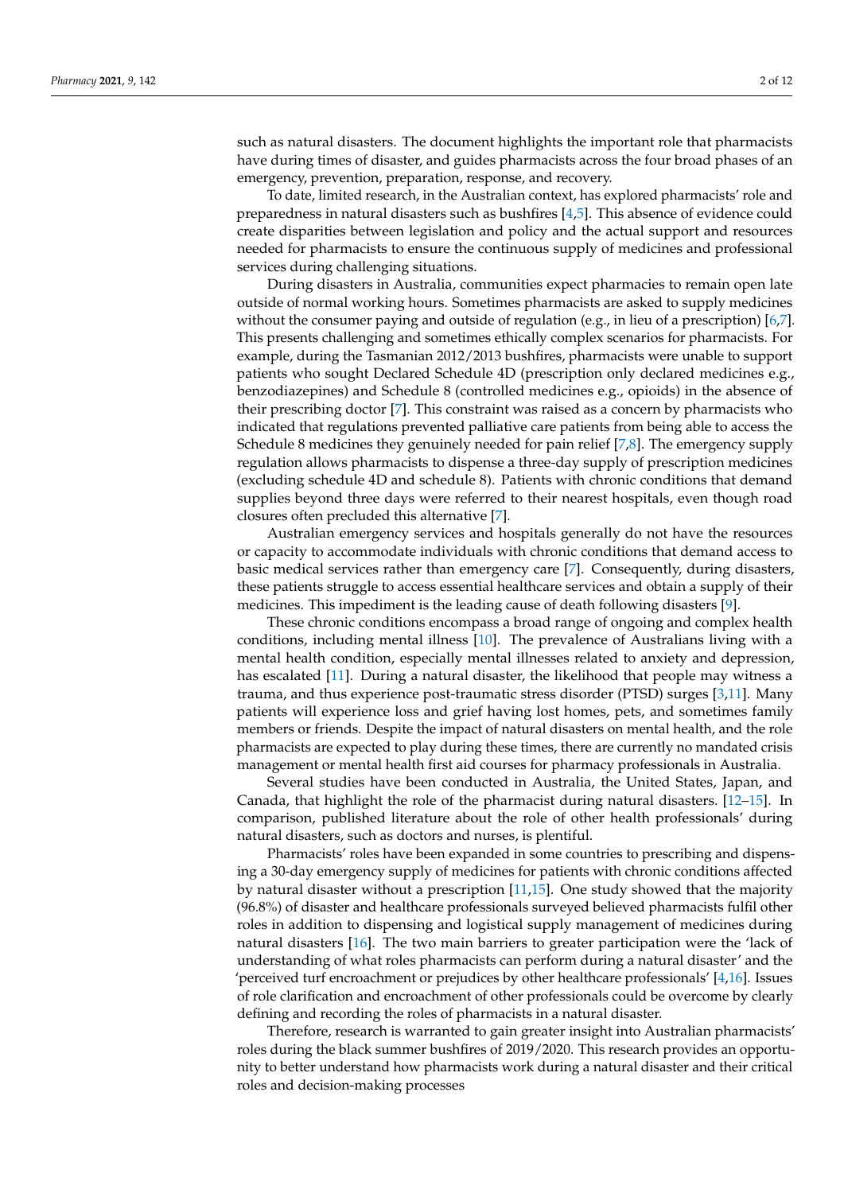such as natural disasters. The document highlights the important role that pharmacists have during times of disaster, and guides pharmacists across the four broad phases of an emergency, prevention, preparation, response, and recovery.

To date, limited research, in the Australian context, has explored pharmacists' role and preparedness in natural disasters such as bushfires [4,5]. This absence of evidence could create disparities between legislation and policy and the actual support and resources needed for pharmacists to ensure the continuous supply of medicines and professional services during challenging situations.

During disasters in Australia, communities expect pharmacies to remain open late outside of normal working hours. Sometimes pharmacists are asked to supply medicines without the consumer paying and outside of regulation (e.g., in lieu of a prescription) [6,7]. This presents challenging and sometimes ethically complex scenarios for pharmacists. For example, during the Tasmanian 2012/2013 bushfires, pharmacists were unable to support patients who sought Declared Schedule 4D (prescription only declared medicines e.g., benzodiazepines) and Schedule 8 (controlled medicines e.g., opioids) in the absence of their prescribing doctor [7]. This constraint was raised as a concern by pharmacists who indicated that regulations prevented palliative care patients from being able to access the Schedule 8 medicines they genuinely needed for pain relief [7,8]. The emergency supply regulation allows pharmacists to dispense a three-day supply of prescription medicines (excluding schedule 4D and schedule 8). Patients with chronic conditions that demand supplies beyond three days were referred to their nearest hospitals, even though road closures often precluded this alternative [7].

Australian emergency services and hospitals generally do not have the resources or capacity to accommodate individuals with chronic conditions that demand access to basic medical services rather than emergency care [7]. Consequently, during disasters, these patients struggle to access essential healthcare services and obtain a supply of their medicines. This impediment is the leading cause of death following disasters [9].

These chronic conditions encompass a broad range of ongoing and complex health conditions, including mental illness [10]. The prevalence of Australians living with a mental health condition, especially mental illnesses related to anxiety and depression, has escalated [11]. During a natural disaster, the likelihood that people may witness a trauma, and thus experience post-traumatic stress disorder (PTSD) surges [3,11]. Many patients will experience loss and grief having lost homes, pets, and sometimes family members or friends. Despite the impact of natural disasters on mental health, and the role pharmacists are expected to play during these times, there are currently no mandated crisis management or mental health first aid courses for pharmacy professionals in Australia.

Several studies have been conducted in Australia, the United States, Japan, and Canada, that highlight the role of the pharmacist during natural disasters. [12–15]. In comparison, published literature about the role of other health professionals' during natural disasters, such as doctors and nurses, is plentiful.

Pharmacists' roles have been expanded in some countries to prescribing and dispensing a 30-day emergency supply of medicines for patients with chronic conditions affected by natural disaster without a prescription [11,15]. One study showed that the majority (96.8%) of disaster and healthcare professionals surveyed believed pharmacists fulfil other roles in addition to dispensing and logistical supply management of medicines during natural disasters [16]. The two main barriers to greater participation were the 'lack of understanding of what roles pharmacists can perform during a natural disaster' and the 'perceived turf encroachment or prejudices by other healthcare professionals' [4,16]. Issues of role clarification and encroachment of other professionals could be overcome by clearly defining and recording the roles of pharmacists in a natural disaster.

Therefore, research is warranted to gain greater insight into Australian pharmacists' roles during the black summer bushfires of 2019/2020. This research provides an opportunity to better understand how pharmacists work during a natural disaster and their critical roles and decision-making processes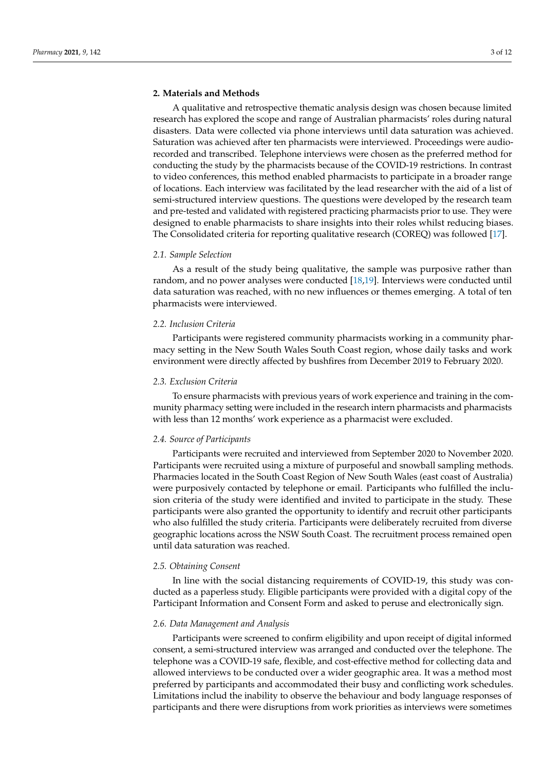## 2. Materials and Methods

A qualitative and retrospective thematic analysis design was chosen because limited research has explored the scope and range of Australian pharmacists' roles during natural disasters. Data were collected via phone interviews until data saturation was achieved. Saturation was achieved after ten pharmacists were interviewed. Proceedings were audio-recorded and transcribed. Telephone interviews were chosen as the preferred method for conducting the study by the pharmacists because of the COVID-19 restrictions. In contrast to video conferences, this method enabled pharmacists to participate in a broader range of locations. Each interview was facilitated by the lead researcher with the aid of a list of semi-structured interview questions. The questions were developed by the research team and pre-tested and validated with registered practicing pharmacists prior to use. They were designed to enable pharmacists to share insights into their roles whilst reducing biases. The Consolidated criteria for reporting qualitative research (COREQ) was followed [17].

### 2.1. Sample Selection

As a result of the study being qualitative, the sample was purposive rather than random, and no power analyses were conducted [18,19]. Interviews were conducted until data saturation was reached, with no new influences or themes emerging. A total of ten pharmacists were interviewed.

### 2.2. Inclusion Criteria

Participants were registered community pharmacists working in a community pharmacy setting in the New South Wales South Coast region, whose daily tasks and work environment were directly affected by bushfires from December 2019 to February 2020.

### 2.3. Exclusion Criteria

To ensure pharmacists with previous years of work experience and training in the community pharmacy setting were included in the research intern pharmacists and pharmacists with less than 12 months' work experience as a pharmacist were excluded.

### 2.4. Source of Participants

Participants were recruited and interviewed from September 2020 to November 2020. Participants were recruited using a mixture of purposeful and snowball sampling methods. Pharmacies located in the South Coast Region of New South Wales (east coast of Australia) were purposively contacted by telephone or email. Participants who fulfilled the inclusion criteria of the study were identified and invited to participate in the study. These participants were also granted the opportunity to identify and recruit other participants who also fulfilled the study criteria. Participants were deliberately recruited from diverse geographic locations across the NSW South Coast. The recruitment process remained open until data saturation was reached.

### 2.5. Obtaining Consent

In line with the social distancing requirements of COVID-19, this study was conducted as a paperless study. Eligible participants were provided with a digital copy of the Participant Information and Consent Form and asked to peruse and electronically sign.

### 2.6. Data Management and Analysis

Participants were screened to confirm eligibility and upon receipt of digital informed consent, a semi-structured interview was arranged and conducted over the telephone. The telephone was a COVID-19 safe, flexible, and cost-effective method for collecting data and allowed interviews to be conducted over a wider geographic area. It was a method most preferred by participants and accommodated their busy and conflicting work schedules. Limitations includ the inability to observe the behaviour and body language responses of participants and there were disruptions from work priorities as interviews were sometimes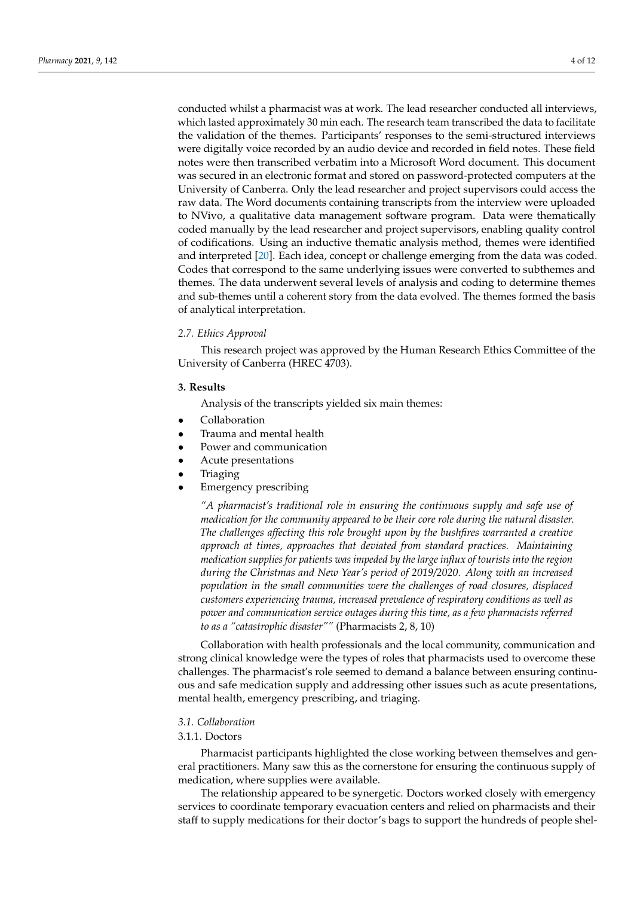conducted whilst a pharmacist was at work. The lead researcher conducted all interviews, which lasted approximately 30 min each. The research team transcribed the data to facilitate the validation of the themes. Participants' responses to the semi-structured interviews were digitally voice recorded by an audio device and recorded in field notes. These field notes were then transcribed verbatim into a Microsoft Word document. This document was secured in an electronic format and stored on password-protected computers at the University of Canberra. Only the lead researcher and project supervisors could access the raw data. The Word documents containing transcripts from the interview were uploaded to NVivo, a qualitative data management software program. Data were thematically coded manually by the lead researcher and project supervisors, enabling quality control of codifications. Using an inductive thematic analysis method, themes were identified and interpreted [20]. Each idea, concept or challenge emerging from the data was coded. Codes that correspond to the same underlying issues were converted to subthemes and themes. The data underwent several levels of analysis and coding to determine themes and sub-themes until a coherent story from the data evolved. The themes formed the basis of analytical interpretation.

### 2.7. Ethics Approval

This research project was approved by the Human Research Ethics Committee of the University of Canberra (HREC 4703).

## 3. Results

Analysis of the transcripts yielded six main themes:

- Collaboration
- Trauma and mental health
- Power and communication
- Acute presentations
- Triaging
- Emergency prescribing

> *"A pharmacist's traditional role in ensuring the continuous supply and safe use of medication for the community appeared to be their core role during the natural disaster. The challenges affecting this role brought upon by the bushfires warranted a creative approach at times, approaches that deviated from standard practices. Maintaining medication supplies for patients was impeded by the large influx of tourists into the region during the Christmas and New Year's period of 2019/2020. Along with an increased population in the small communities were the challenges of road closures, displaced customers experiencing trauma, increased prevalence of respiratory conditions as well as power and communication service outages during this time, as a few pharmacists referred to as a "catastrophic disaster""* (Pharmacists 2, 8, 10)

Collaboration with health professionals and the local community, communication and strong clinical knowledge were the types of roles that pharmacists used to overcome these challenges. The pharmacist's role seemed to demand a balance between ensuring continuous and safe medication supply and addressing other issues such as acute presentations, mental health, emergency prescribing, and triaging.

### 3.1. Collaboration

#### 3.1.1. Doctors

Pharmacist participants highlighted the close working between themselves and general practitioners. Many saw this as the cornerstone for ensuring the continuous supply of medication, where supplies were available.

The relationship appeared to be synergetic. Doctors worked closely with emergency services to coordinate temporary evacuation centers and relied on pharmacists and their staff to supply medications for their doctor's bags to support the hundreds of people shel-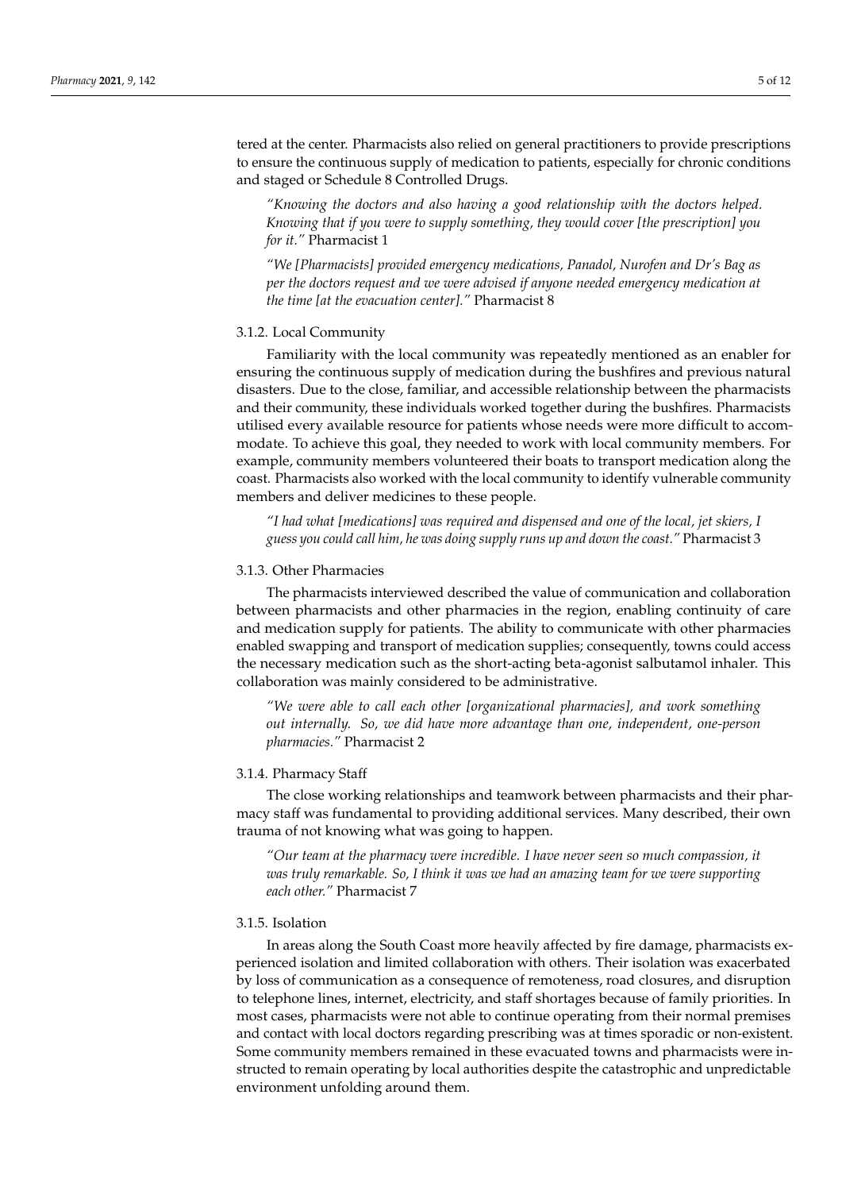tered at the center. Pharmacists also relied on general practitioners to provide prescriptions to ensure the continuous supply of medication to patients, especially for chronic conditions and staged or Schedule 8 Controlled Drugs.

> *"Knowing the doctors and also having a good relationship with the doctors helped. Knowing that if you were to supply something, they would cover [the prescription] you for it."* Pharmacist 1

> *"We [Pharmacists] provided emergency medications, Panadol, Nurofen and Dr's Bag as per the doctors request and we were advised if anyone needed emergency medication at the time [at the evacuation center]."* Pharmacist 8

### 3.1.2. Local Community

Familiarity with the local community was repeatedly mentioned as an enabler for ensuring the continuous supply of medication during the bushfires and previous natural disasters. Due to the close, familiar, and accessible relationship between the pharmacists and their community, these individuals worked together during the bushfires. Pharmacists utilised every available resource for patients whose needs were more difficult to accommodate. To achieve this goal, they needed to work with local community members. For example, community members volunteered their boats to transport medication along the coast. Pharmacists also worked with the local community to identify vulnerable community members and deliver medicines to these people.

> *"I had what [medications] was required and dispensed and one of the local, jet skiers, I guess you could call him, he was doing supply runs up and down the coast."* Pharmacist 3

### 3.1.3. Other Pharmacies

The pharmacists interviewed described the value of communication and collaboration between pharmacists and other pharmacies in the region, enabling continuity of care and medication supply for patients. The ability to communicate with other pharmacies enabled swapping and transport of medication supplies; consequently, towns could access the necessary medication such as the short-acting beta-agonist salbutamol inhaler. This collaboration was mainly considered to be administrative.

> *"We were able to call each other [organizational pharmacies], and work something out internally. So, we did have more advantage than one, independent, one-person pharmacies."* Pharmacist 2

### 3.1.4. Pharmacy Staff

The close working relationships and teamwork between pharmacists and their pharmacy staff was fundamental to providing additional services. Many described, their own trauma of not knowing what was going to happen.

> *"Our team at the pharmacy were incredible. I have never seen so much compassion, it was truly remarkable. So, I think it was we had an amazing team for we were supporting each other."* Pharmacist 7

### 3.1.5. Isolation

In areas along the South Coast more heavily affected by fire damage, pharmacists experienced isolation and limited collaboration with others. Their isolation was exacerbated by loss of communication as a consequence of remoteness, road closures, and disruption to telephone lines, internet, electricity, and staff shortages because of family priorities. In most cases, pharmacists were not able to continue operating from their normal premises and contact with local doctors regarding prescribing was at times sporadic or non-existent. Some community members remained in these evacuated towns and pharmacists were instructed to remain operating by local authorities despite the catastrophic and unpredictable environment unfolding around them.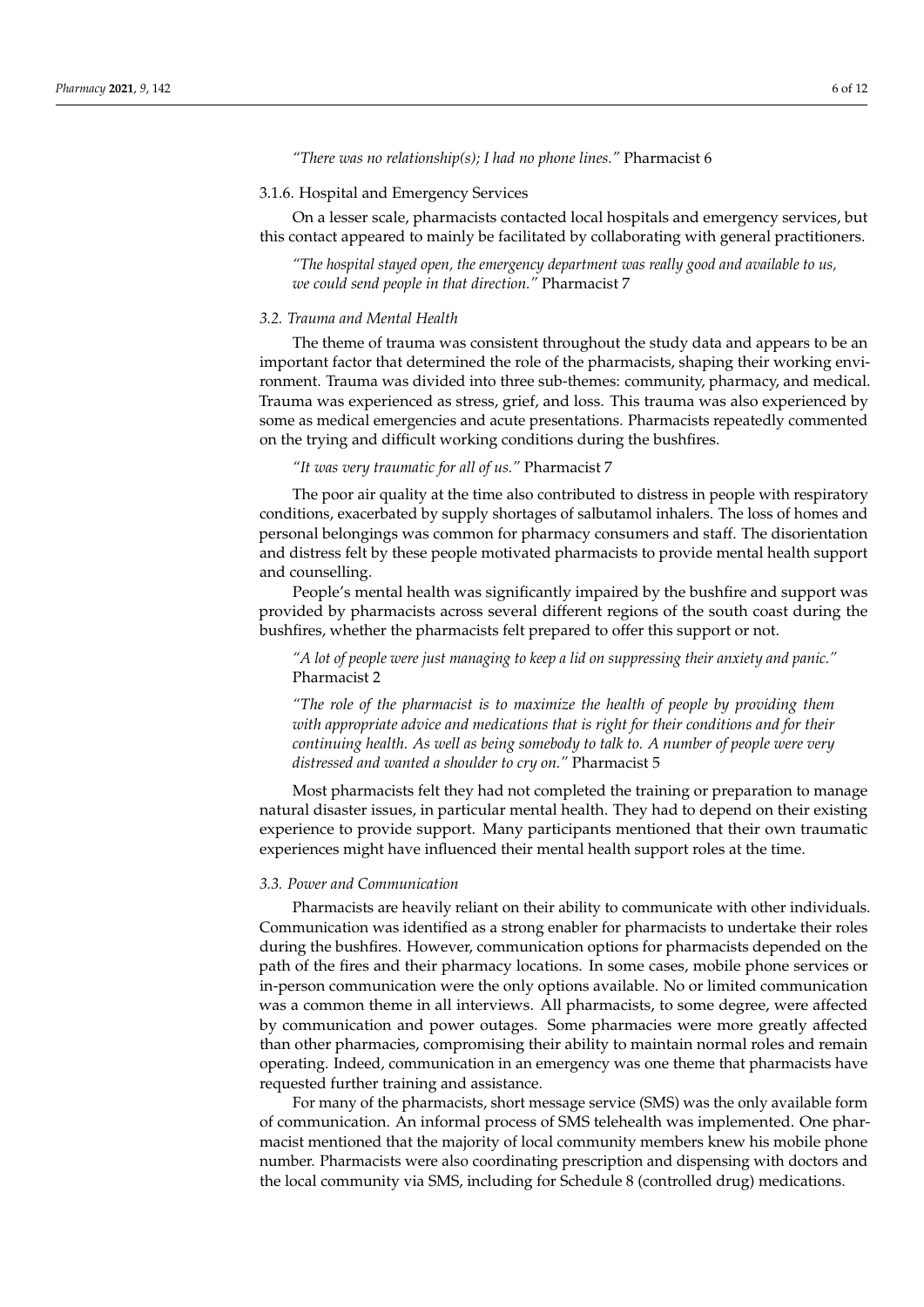*"There was no relationship(s); I had no phone lines."* Pharmacist 6

#### 3.1.6. Hospital and Emergency Services

On a lesser scale, pharmacists contacted local hospitals and emergency services, but this contact appeared to mainly be facilitated by collaborating with general practitioners.

*"The hospital stayed open, the emergency department was really good and available to us, we could send people in that direction."* Pharmacist 7

### 3.2. Trauma and Mental Health

The theme of trauma was consistent throughout the study data and appears to be an important factor that determined the role of the pharmacists, shaping their working environment. Trauma was divided into three sub-themes: community, pharmacy, and medical. Trauma was experienced as stress, grief, and loss. This trauma was also experienced by some as medical emergencies and acute presentations. Pharmacists repeatedly commented on the trying and difficult working conditions during the bushfires.

*"It was very traumatic for all of us."* Pharmacist 7

The poor air quality at the time also contributed to distress in people with respiratory conditions, exacerbated by supply shortages of salbutamol inhalers. The loss of homes and personal belongings was common for pharmacy consumers and staff. The disorientation and distress felt by these people motivated pharmacists to provide mental health support and counselling.

People's mental health was significantly impaired by the bushfire and support was provided by pharmacists across several different regions of the south coast during the bushfires, whether the pharmacists felt prepared to offer this support or not.

*"A lot of people were just managing to keep a lid on suppressing their anxiety and panic."* Pharmacist 2

*"The role of the pharmacist is to maximize the health of people by providing them with appropriate advice and medications that is right for their conditions and for their continuing health. As well as being somebody to talk to. A number of people were very distressed and wanted a shoulder to cry on."* Pharmacist 5

Most pharmacists felt they had not completed the training or preparation to manage natural disaster issues, in particular mental health. They had to depend on their existing experience to provide support. Many participants mentioned that their own traumatic experiences might have influenced their mental health support roles at the time.

### 3.3. Power and Communication

Pharmacists are heavily reliant on their ability to communicate with other individuals. Communication was identified as a strong enabler for pharmacists to undertake their roles during the bushfires. However, communication options for pharmacists depended on the path of the fires and their pharmacy locations. In some cases, mobile phone services or in-person communication were the only options available. No or limited communication was a common theme in all interviews. All pharmacists, to some degree, were affected by communication and power outages. Some pharmacies were more greatly affected than other pharmacies, compromising their ability to maintain normal roles and remain operating. Indeed, communication in an emergency was one theme that pharmacists have requested further training and assistance.

For many of the pharmacists, short message service (SMS) was the only available form of communication. An informal process of SMS telehealth was implemented. One pharmacist mentioned that the majority of local community members knew his mobile phone number. Pharmacists were also coordinating prescription and dispensing with doctors and the local community via SMS, including for Schedule 8 (controlled drug) medications.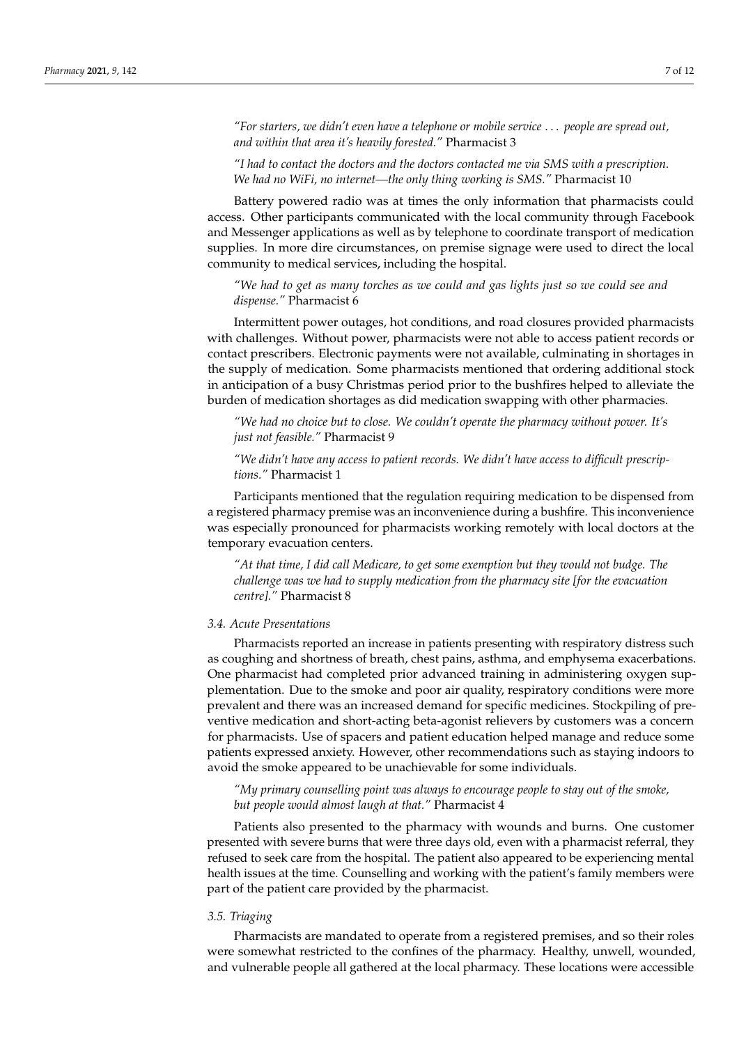*"For starters, we didn't even have a telephone or mobile service . . . people are spread out, and within that area it's heavily forested."* Pharmacist 3

*"I had to contact the doctors and the doctors contacted me via SMS with a prescription. We had no WiFi, no internet—the only thing working is SMS."* Pharmacist 10

Battery powered radio was at times the only information that pharmacists could access. Other participants communicated with the local community through Facebook and Messenger applications as well as by telephone to coordinate transport of medication supplies. In more dire circumstances, on premise signage were used to direct the local community to medical services, including the hospital.

*"We had to get as many torches as we could and gas lights just so we could see and dispense."* Pharmacist 6

Intermittent power outages, hot conditions, and road closures provided pharmacists with challenges. Without power, pharmacists were not able to access patient records or contact prescribers. Electronic payments were not available, culminating in shortages in the supply of medication. Some pharmacists mentioned that ordering additional stock in anticipation of a busy Christmas period prior to the bushfires helped to alleviate the burden of medication shortages as did medication swapping with other pharmacies.

*"We had no choice but to close. We couldn't operate the pharmacy without power. It's just not feasible."* Pharmacist 9

*"We didn't have any access to patient records. We didn't have access to difficult prescriptions."* Pharmacist 1

Participants mentioned that the regulation requiring medication to be dispensed from a registered pharmacy premise was an inconvenience during a bushfire. This inconvenience was especially pronounced for pharmacists working remotely with local doctors at the temporary evacuation centers.

*"At that time, I did call Medicare, to get some exemption but they would not budge. The challenge was we had to supply medication from the pharmacy site [for the evacuation centre]."* Pharmacist 8

### 3.4. Acute Presentations

Pharmacists reported an increase in patients presenting with respiratory distress such as coughing and shortness of breath, chest pains, asthma, and emphysema exacerbations. One pharmacist had completed prior advanced training in administering oxygen supplementation. Due to the smoke and poor air quality, respiratory conditions were more prevalent and there was an increased demand for specific medicines. Stockpiling of preventive medication and short-acting beta-agonist relievers by customers was a concern for pharmacists. Use of spacers and patient education helped manage and reduce some patients expressed anxiety. However, other recommendations such as staying indoors to avoid the smoke appeared to be unachievable for some individuals.

*"My primary counselling point was always to encourage people to stay out of the smoke, but people would almost laugh at that."* Pharmacist 4

Patients also presented to the pharmacy with wounds and burns. One customer presented with severe burns that were three days old, even with a pharmacist referral, they refused to seek care from the hospital. The patient also appeared to be experiencing mental health issues at the time. Counselling and working with the patient's family members were part of the patient care provided by the pharmacist.

### 3.5. Triaging

Pharmacists are mandated to operate from a registered premises, and so their roles were somewhat restricted to the confines of the pharmacy. Healthy, unwell, wounded, and vulnerable people all gathered at the local pharmacy. These locations were accessible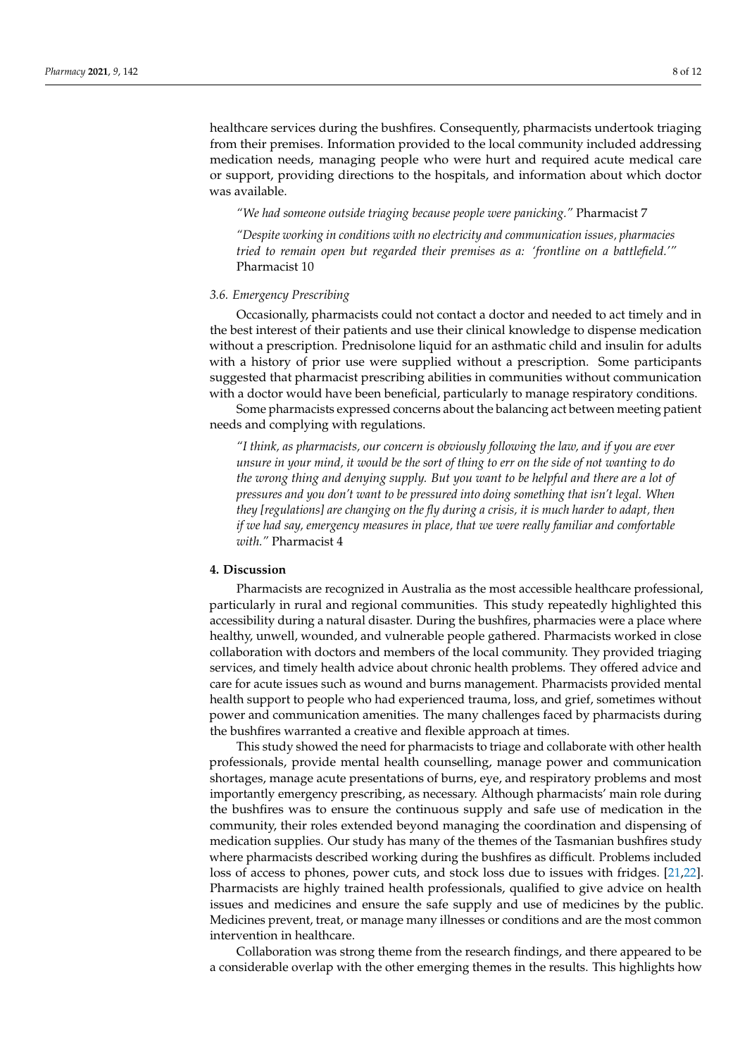healthcare services during the bushfires. Consequently, pharmacists undertook triaging from their premises. Information provided to the local community included addressing medication needs, managing people who were hurt and required acute medical care or support, providing directions to the hospitals, and information about which doctor was available.

> *"We had someone outside triaging because people were panicking."* Pharmacist 7

> *"Despite working in conditions with no electricity and communication issues, pharmacies tried to remain open but regarded their premises as a: 'frontline on a battlefield.'"* Pharmacist 10

### 3.6. Emergency Prescribing

Occasionally, pharmacists could not contact a doctor and needed to act timely and in the best interest of their patients and use their clinical knowledge to dispense medication without a prescription. Prednisolone liquid for an asthmatic child and insulin for adults with a history of prior use were supplied without a prescription. Some participants suggested that pharmacist prescribing abilities in communities without communication with a doctor would have been beneficial, particularly to manage respiratory conditions.

Some pharmacists expressed concerns about the balancing act between meeting patient needs and complying with regulations.

> *"I think, as pharmacists, our concern is obviously following the law, and if you are ever unsure in your mind, it would be the sort of thing to err on the side of not wanting to do the wrong thing and denying supply. But you want to be helpful and there are a lot of pressures and you don't want to be pressured into doing something that isn't legal. When they [regulations] are changing on the fly during a crisis, it is much harder to adapt, then if we had say, emergency measures in place, that we were really familiar and comfortable with."* Pharmacist 4

## 4. Discussion

Pharmacists are recognized in Australia as the most accessible healthcare professional, particularly in rural and regional communities. This study repeatedly highlighted this accessibility during a natural disaster. During the bushfires, pharmacies were a place where healthy, unwell, wounded, and vulnerable people gathered. Pharmacists worked in close collaboration with doctors and members of the local community. They provided triaging services, and timely health advice about chronic health problems. They offered advice and care for acute issues such as wound and burns management. Pharmacists provided mental health support to people who had experienced trauma, loss, and grief, sometimes without power and communication amenities. The many challenges faced by pharmacists during the bushfires warranted a creative and flexible approach at times.

This study showed the need for pharmacists to triage and collaborate with other health professionals, provide mental health counselling, manage power and communication shortages, manage acute presentations of burns, eye, and respiratory problems and most importantly emergency prescribing, as necessary. Although pharmacists' main role during the bushfires was to ensure the continuous supply and safe use of medication in the community, their roles extended beyond managing the coordination and dispensing of medication supplies. Our study has many of the themes of the Tasmanian bushfires study where pharmacists described working during the bushfires as difficult. Problems included loss of access to phones, power cuts, and stock loss due to issues with fridges. [21,22]. Pharmacists are highly trained health professionals, qualified to give advice on health issues and medicines and ensure the safe supply and use of medicines by the public. Medicines prevent, treat, or manage many illnesses or conditions and are the most common intervention in healthcare.

Collaboration was strong theme from the research findings, and there appeared to be a considerable overlap with the other emerging themes in the results. This highlights how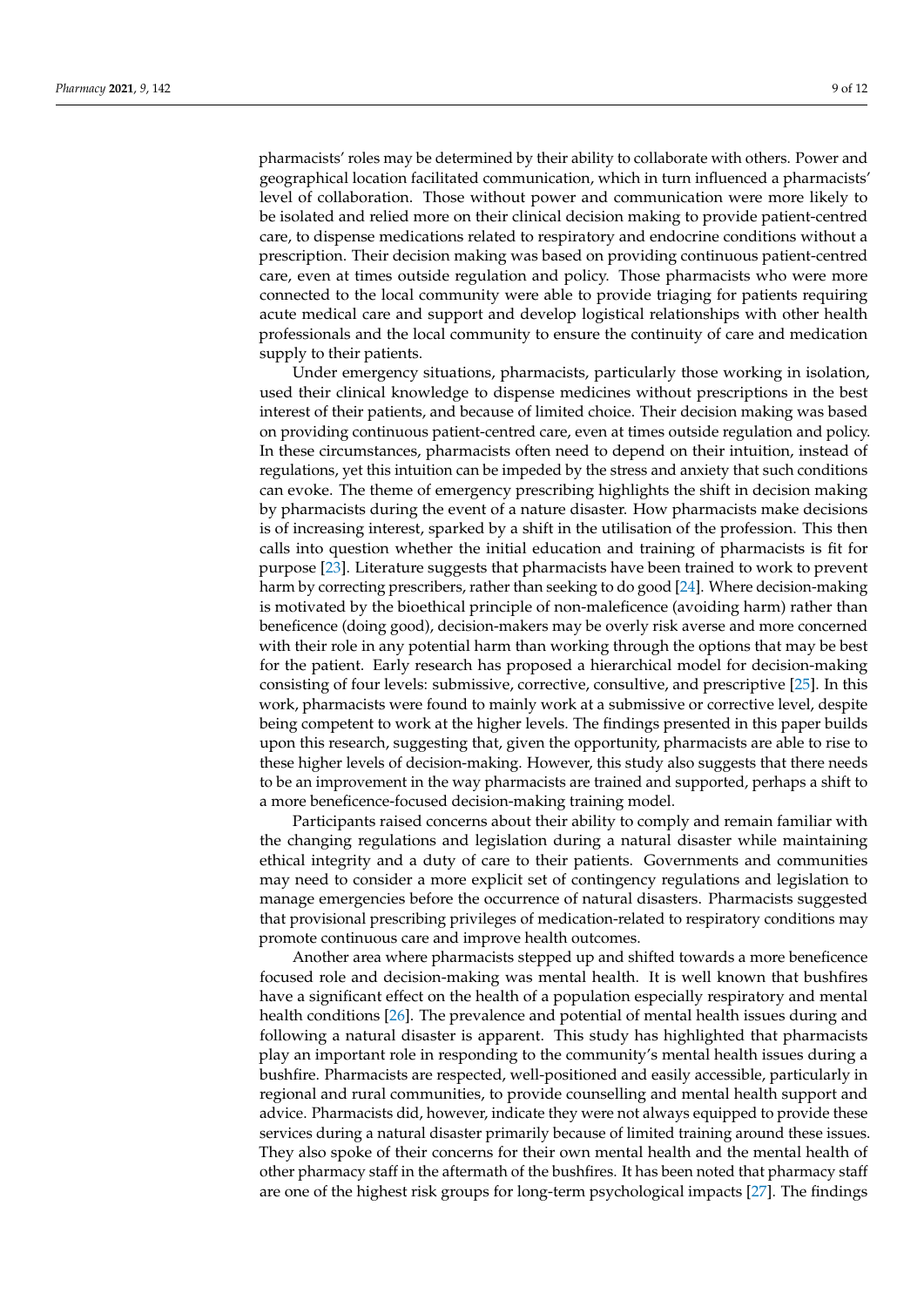pharmacists' roles may be determined by their ability to collaborate with others. Power and geographical location facilitated communication, which in turn influenced a pharmacists' level of collaboration. Those without power and communication were more likely to be isolated and relied more on their clinical decision making to provide patient-centred care, to dispense medications related to respiratory and endocrine conditions without a prescription. Their decision making was based on providing continuous patient-centred care, even at times outside regulation and policy. Those pharmacists who were more connected to the local community were able to provide triaging for patients requiring acute medical care and support and develop logistical relationships with other health professionals and the local community to ensure the continuity of care and medication supply to their patients.

Under emergency situations, pharmacists, particularly those working in isolation, used their clinical knowledge to dispense medicines without prescriptions in the best interest of their patients, and because of limited choice. Their decision making was based on providing continuous patient-centred care, even at times outside regulation and policy. In these circumstances, pharmacists often need to depend on their intuition, instead of regulations, yet this intuition can be impeded by the stress and anxiety that such conditions can evoke. The theme of emergency prescribing highlights the shift in decision making by pharmacists during the event of a nature disaster. How pharmacists make decisions is of increasing interest, sparked by a shift in the utilisation of the profession. This then calls into question whether the initial education and training of pharmacists is fit for purpose [23]. Literature suggests that pharmacists have been trained to work to prevent harm by correcting prescribers, rather than seeking to do good [24]. Where decision-making is motivated by the bioethical principle of non-maleficence (avoiding harm) rather than beneficence (doing good), decision-makers may be overly risk averse and more concerned with their role in any potential harm than working through the options that may be best for the patient. Early research has proposed a hierarchical model for decision-making consisting of four levels: submissive, corrective, consultive, and prescriptive [25]. In this work, pharmacists were found to mainly work at a submissive or corrective level, despite being competent to work at the higher levels. The findings presented in this paper builds upon this research, suggesting that, given the opportunity, pharmacists are able to rise to these higher levels of decision-making. However, this study also suggests that there needs to be an improvement in the way pharmacists are trained and supported, perhaps a shift to a more beneficence-focused decision-making training model.

Participants raised concerns about their ability to comply and remain familiar with the changing regulations and legislation during a natural disaster while maintaining ethical integrity and a duty of care to their patients. Governments and communities may need to consider a more explicit set of contingency regulations and legislation to manage emergencies before the occurrence of natural disasters. Pharmacists suggested that provisional prescribing privileges of medication-related to respiratory conditions may promote continuous care and improve health outcomes.

Another area where pharmacists stepped up and shifted towards a more beneficence focused role and decision-making was mental health. It is well known that bushfires have a significant effect on the health of a population especially respiratory and mental health conditions [26]. The prevalence and potential of mental health issues during and following a natural disaster is apparent. This study has highlighted that pharmacists play an important role in responding to the community's mental health issues during a bushfire. Pharmacists are respected, well-positioned and easily accessible, particularly in regional and rural communities, to provide counselling and mental health support and advice. Pharmacists did, however, indicate they were not always equipped to provide these services during a natural disaster primarily because of limited training around these issues. They also spoke of their concerns for their own mental health and the mental health of other pharmacy staff in the aftermath of the bushfires. It has been noted that pharmacy staff are one of the highest risk groups for long-term psychological impacts [27]. The findings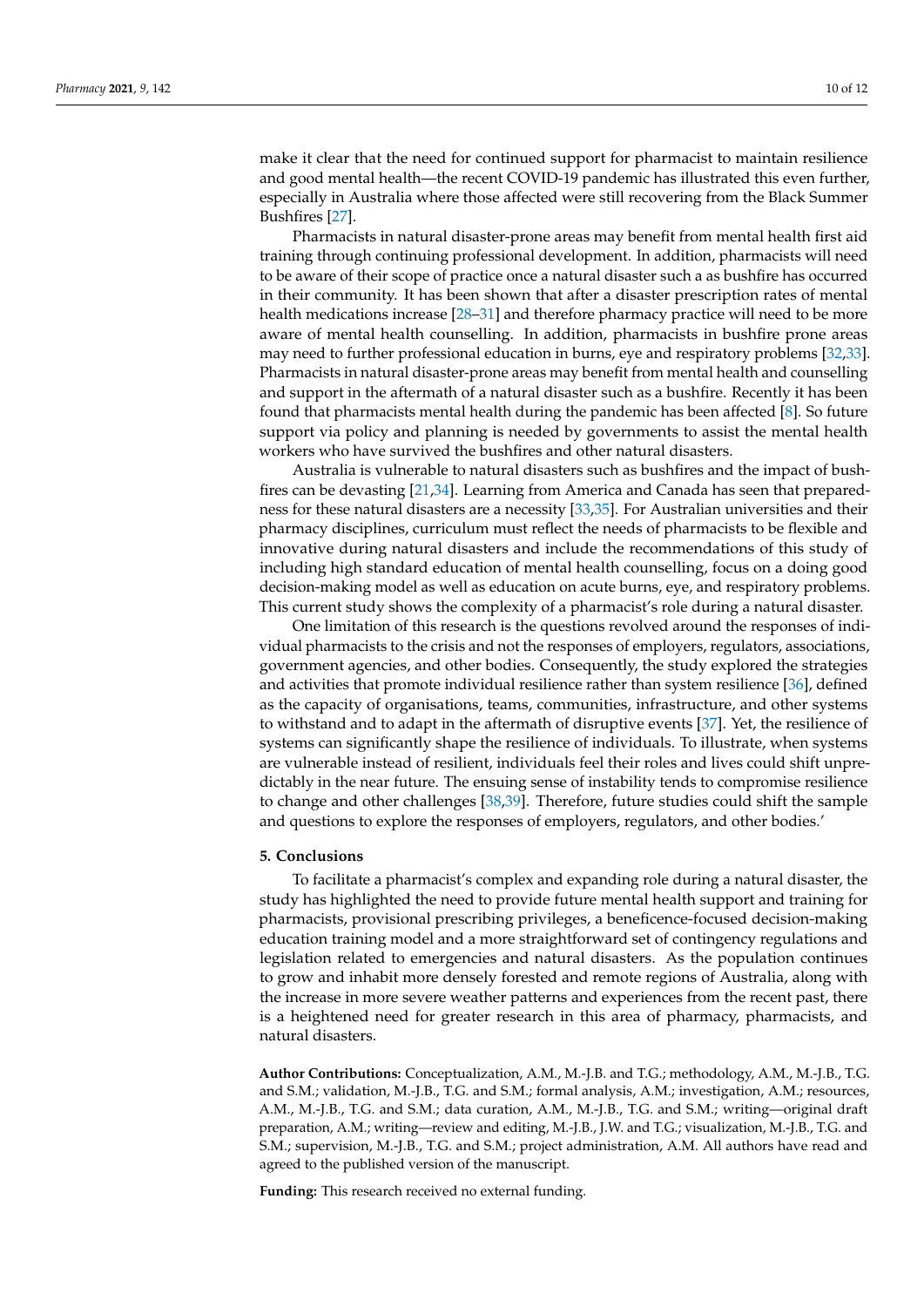make it clear that the need for continued support for pharmacist to maintain resilience and good mental health—the recent COVID-19 pandemic has illustrated this even further, especially in Australia where those affected were still recovering from the Black Summer Bushfires [27].

Pharmacists in natural disaster-prone areas may benefit from mental health first aid training through continuing professional development. In addition, pharmacists will need to be aware of their scope of practice once a natural disaster such a as bushfire has occurred in their community. It has been shown that after a disaster prescription rates of mental health medications increase [28–31] and therefore pharmacy practice will need to be more aware of mental health counselling. In addition, pharmacists in bushfire prone areas may need to further professional education in burns, eye and respiratory problems [32,33]. Pharmacists in natural disaster-prone areas may benefit from mental health and counselling and support in the aftermath of a natural disaster such as a bushfire. Recently it has been found that pharmacists mental health during the pandemic has been affected [8]. So future support via policy and planning is needed by governments to assist the mental health workers who have survived the bushfires and other natural disasters.

Australia is vulnerable to natural disasters such as bushfires and the impact of bushfires can be devasting [21,34]. Learning from America and Canada has seen that preparedness for these natural disasters are a necessity [33,35]. For Australian universities and their pharmacy disciplines, curriculum must reflect the needs of pharmacists to be flexible and innovative during natural disasters and include the recommendations of this study of including high standard education of mental health counselling, focus on a doing good decision-making model as well as education on acute burns, eye, and respiratory problems. This current study shows the complexity of a pharmacist's role during a natural disaster.

One limitation of this research is the questions revolved around the responses of individual pharmacists to the crisis and not the responses of employers, regulators, associations, government agencies, and other bodies. Consequently, the study explored the strategies and activities that promote individual resilience rather than system resilience [36], defined as the capacity of organisations, teams, communities, infrastructure, and other systems to withstand and to adapt in the aftermath of disruptive events [37]. Yet, the resilience of systems can significantly shape the resilience of individuals. To illustrate, when systems are vulnerable instead of resilient, individuals feel their roles and lives could shift unpredictably in the near future. The ensuing sense of instability tends to compromise resilience to change and other challenges [38,39]. Therefore, future studies could shift the sample and questions to explore the responses of employers, regulators, and other bodies.'

## 5. Conclusions

To facilitate a pharmacist's complex and expanding role during a natural disaster, the study has highlighted the need to provide future mental health support and training for pharmacists, provisional prescribing privileges, a beneficence-focused decision-making education training model and a more straightforward set of contingency regulations and legislation related to emergencies and natural disasters. As the population continues to grow and inhabit more densely forested and remote regions of Australia, along with the increase in more severe weather patterns and experiences from the recent past, there is a heightened need for greater research in this area of pharmacy, pharmacists, and natural disasters.

**Author Contributions:** Conceptualization, A.M., M.-J.B. and T.G.; methodology, A.M., M.-J.B., T.G. and S.M.; validation, M.-J.B., T.G. and S.M.; formal analysis, A.M.; investigation, A.M.; resources, A.M., M.-J.B., T.G. and S.M.; data curation, A.M., M.-J.B., T.G. and S.M.; writing—original draft preparation, A.M.; writing—review and editing, M.-J.B., J.W. and T.G.; visualization, M.-J.B., T.G. and S.M.; supervision, M.-J.B., T.G. and S.M.; project administration, A.M. All authors have read and agreed to the published version of the manuscript.

**Funding:** This research received no external funding.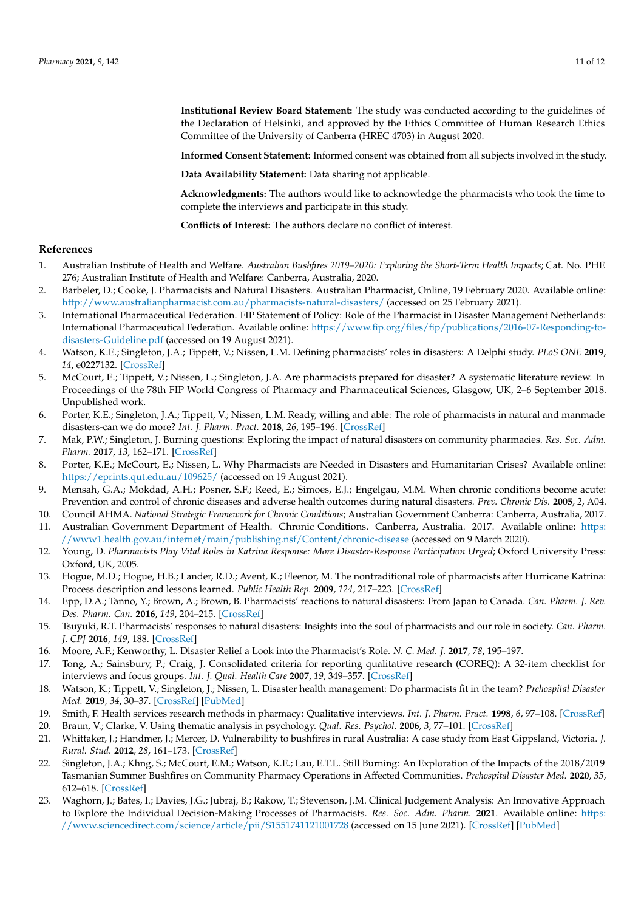**Institutional Review Board Statement:** The study was conducted according to the guidelines of the Declaration of Helsinki, and approved by the Ethics Committee of Human Research Ethics Committee of the University of Canberra (HREC 4703) in August 2020.

**Informed Consent Statement:** Informed consent was obtained from all subjects involved in the study.

**Data Availability Statement:** Data sharing not applicable.

**Acknowledgments:** The authors would like to acknowledge the pharmacists who took the time to complete the interviews and participate in this study.

**Conflicts of Interest:** The authors declare no conflict of interest.

## References

1. Australian Institute of Health and Welfare. *Australian Bushfires 2019–2020: Exploring the Short-Term Health Impacts*; Cat. No. PHE 276; Australian Institute of Health and Welfare: Canberra, Australia, 2020.
2. Barbeler, D.; Cooke, J. Pharmacists and Natural Disasters. Australian Pharmacist, Online, 19 February 2020. Available online: http://www.australianpharmacist.com.au/pharmacists-natural-disasters/ (accessed on 25 February 2021).
3. International Pharmaceutical Federation. FIP Statement of Policy: Role of the Pharmacist in Disaster Management Netherlands: International Pharmaceutical Federation. Available online: https://www.fip.org/files/fip/publications/2016-07-Responding-to-disasters-Guideline.pdf (accessed on 19 August 2021).
4. Watson, K.E.; Singleton, J.A.; Tippett, V.; Nissen, L.M. Defining pharmacists' roles in disasters: A Delphi study. *PLoS ONE* **2019**, *14*, e0227132. [CrossRef]
5. McCourt, E.; Tippett, V.; Nissen, L.; Singleton, J.A. Are pharmacists prepared for disaster? A systematic literature review. In Proceedings of the 78th FIP World Congress of Pharmacy and Pharmaceutical Sciences, Glasgow, UK, 2–6 September 2018. Unpublished work.
6. Porter, K.E.; Singleton, J.A.; Tippett, V.; Nissen, L.M. Ready, willing and able: The role of pharmacists in natural and manmade disasters-can we do more? *Int. J. Pharm. Pract.* **2018**, *26*, 195–196. [CrossRef]
7. Mak, P.W.; Singleton, J. Burning questions: Exploring the impact of natural disasters on community pharmacies. *Res. Soc. Adm. Pharm.* **2017**, *13*, 162–171. [CrossRef]
8. Porter, K.E.; McCourt, E.; Nissen, L. Why Pharmacists are Needed in Disasters and Humanitarian Crises? Available online: https://eprints.qut.edu.au/109625/ (accessed on 19 August 2021).
9. Mensah, G.A.; Mokdad, A.H.; Posner, S.F.; Reed, E.; Simoes, E.J.; Engelgau, M.M. When chronic conditions become acute: Prevention and control of chronic diseases and adverse health outcomes during natural disasters. *Prev. Chronic Dis.* **2005**, *2*, A04.
10. Council AHMA. *National Strategic Framework for Chronic Conditions*; Australian Government Canberra: Canberra, Australia, 2017.
11. Australian Government Department of Health. Chronic Conditions. Canberra, Australia. 2017. Available online: https://www1.health.gov.au/internet/main/publishing.nsf/Content/chronic-disease (accessed on 9 March 2020).
12. Young, D. *Pharmacists Play Vital Roles in Katrina Response: More Disaster-Response Participation Urged*; Oxford University Press: Oxford, UK, 2005.
13. Hogue, M.D.; Hogue, H.B.; Lander, R.D.; Avent, K.; Fleenor, M. The nontraditional role of pharmacists after Hurricane Katrina: Process description and lessons learned. *Public Health Rep.* **2009**, *124*, 217–223. [CrossRef]
14. Epp, D.A.; Tanno, Y.; Brown, A.; Brown, B. Pharmacists' reactions to natural disasters: From Japan to Canada. *Can. Pharm. J. Rev. Des. Pharm. Can.* **2016**, *149*, 204–215. [CrossRef]
15. Tsuyuki, R.T. Pharmacists' responses to natural disasters: Insights into the soul of pharmacists and our role in society. *Can. Pharm. J. CPJ* **2016**, *149*, 188. [CrossRef]
16. Moore, A.F.; Kenworthy, L. Disaster Relief a Look into the Pharmacist's Role. *N. C. Med. J.* **2017**, *78*, 195–197.
17. Tong, A.; Sainsbury, P.; Craig, J. Consolidated criteria for reporting qualitative research (COREQ): A 32-item checklist for interviews and focus groups. *Int. J. Qual. Health Care* **2007**, *19*, 349–357. [CrossRef]
18. Watson, K.; Tippett, V.; Singleton, J.; Nissen, L. Disaster health management: Do pharmacists fit in the team? *Prehospital Disaster Med.* **2019**, *34*, 30–37. [CrossRef] [PubMed]
19. Smith, F. Health services research methods in pharmacy: Qualitative interviews. *Int. J. Pharm. Pract.* **1998**, *6*, 97–108. [CrossRef]
20. Braun, V.; Clarke, V. Using thematic analysis in psychology. *Qual. Res. Psychol.* **2006**, *3*, 77–101. [CrossRef]
21. Whittaker, J.; Handmer, J.; Mercer, D. Vulnerability to bushfires in rural Australia: A case study from East Gippsland, Victoria. *J. Rural. Stud.* **2012**, *28*, 161–173. [CrossRef]
22. Singleton, J.A.; Khng, S.; McCourt, E.M.; Watson, K.E.; Lau, E.T.L. Still Burning: An Exploration of the Impacts of the 2018/2019 Tasmanian Summer Bushfires on Community Pharmacy Operations in Affected Communities. *Prehospital Disaster Med.* **2020**, *35*, 612–618. [CrossRef]
23. Waghorn, J.; Bates, I.; Davies, J.G.; Jubraj, B.; Rakow, T.; Stevenson, J.M. Clinical Judgement Analysis: An Innovative Approach to Explore the Individual Decision-Making Processes of Pharmacists. *Res. Soc. Adm. Pharm.* **2021**. Available online: https://www.sciencedirect.com/science/article/pii/S1551741121001728 (accessed on 15 June 2021). [CrossRef] [PubMed]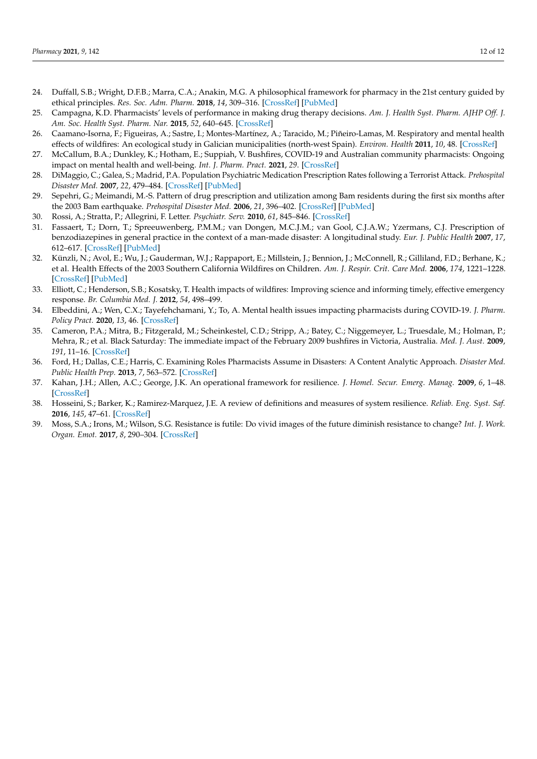24. Duffall, S.B.; Wright, D.F.B.; Marra, C.A.; Anakin, M.G. A philosophical framework for pharmacy in the 21st century guided by ethical principles. *Res. Soc. Adm. Pharm.* **2018**, *14*, 309–316. [CrossRef] [PubMed]
25. Campagna, K.D. Pharmacists' levels of performance in making drug therapy decisions. *Am. J. Health Syst. Pharm. AJHP Off. J. Am. Soc. Health Syst. Pharm. Nar.* **2015**, *52*, 640–645. [CrossRef]
26. Caamano-Isorna, F.; Figueiras, A.; Sastre, I.; Montes-Martínez, A.; Taracido, M.; Piñeiro-Lamas, M. Respiratory and mental health effects of wildfires: An ecological study in Galician municipalities (north-west Spain). *Environ. Health* **2011**, *10*, 48. [CrossRef]
27. McCallum, B.A.; Dunkley, K.; Hotham, E.; Suppiah, V. Bushfires, COVID-19 and Australian community pharmacists: Ongoing impact on mental health and well-being. *Int. J. Pharm. Pract.* **2021**, *29*. [CrossRef]
28. DiMaggio, C.; Galea, S.; Madrid, P.A. Population Psychiatric Medication Prescription Rates following a Terrorist Attack. *Prehospital Disaster Med.* **2007**, *22*, 479–484. [CrossRef] [PubMed]
29. Sepehri, G.; Meimandi, M.-S. Pattern of drug prescription and utilization among Bam residents during the first six months after the 2003 Bam earthquake. *Prehospital Disaster Med.* **2006**, *21*, 396–402. [CrossRef] [PubMed]
30. Rossi, A.; Stratta, P.; Allegrini, F. Letter. *Psychiatr. Serv.* **2010**, *61*, 845–846. [CrossRef]
31. Fassaert, T.; Dorn, T.; Spreeuwenberg, P.M.M.; van Dongen, M.C.J.M.; van Gool, C.J.A.W.; Yzermans, C.J. Prescription of benzodiazepines in general practice in the context of a man-made disaster: A longitudinal study. *Eur. J. Public Health* **2007**, *17*, 612–617. [CrossRef] [PubMed]
32. Künzli, N.; Avol, E.; Wu, J.; Gauderman, W.J.; Rappaport, E.; Millstein, J.; Bennion, J.; McConnell, R.; Gilliland, F.D.; Berhane, K.; et al. Health Effects of the 2003 Southern California Wildfires on Children. *Am. J. Respir. Crit. Care Med.* **2006**, *174*, 1221–1228. [CrossRef] [PubMed]
33. Elliott, C.; Henderson, S.B.; Kosatsky, T. Health impacts of wildfires: Improving science and informing timely, effective emergency response. *Br. Columbia Med. J.* **2012**, *54*, 498–499.
34. Elbeddini, A.; Wen, C.X.; Tayefehchamani, Y.; To, A. Mental health issues impacting pharmacists during COVID-19. *J. Pharm. Policy Pract.* **2020**, *13*, 46. [CrossRef]
35. Cameron, P.A.; Mitra, B.; Fitzgerald, M.; Scheinkestel, C.D.; Stripp, A.; Batey, C.; Niggemeyer, L.; Truesdale, M.; Holman, P.; Mehra, R.; et al. Black Saturday: The immediate impact of the February 2009 bushfires in Victoria, Australia. *Med. J. Aust.* **2009**, *191*, 11–16. [CrossRef]
36. Ford, H.; Dallas, C.E.; Harris, C. Examining Roles Pharmacists Assume in Disasters: A Content Analytic Approach. *Disaster Med. Public Health Prep.* **2013**, *7*, 563–572. [CrossRef]
37. Kahan, J.H.; Allen, A.C.; George, J.K. An operational framework for resilience. *J. Homel. Secur. Emerg. Manag.* **2009**, *6*, 1–48. [CrossRef]
38. Hosseini, S.; Barker, K.; Ramirez-Marquez, J.E. A review of definitions and measures of system resilience. *Reliab. Eng. Syst. Saf.* **2016**, *145*, 47–61. [CrossRef]
39. Moss, S.A.; Irons, M.; Wilson, S.G. Resistance is futile: Do vivid images of the future diminish resistance to change? *Int. J. Work. Organ. Emot.* **2017**, *8*, 290–304. [CrossRef]